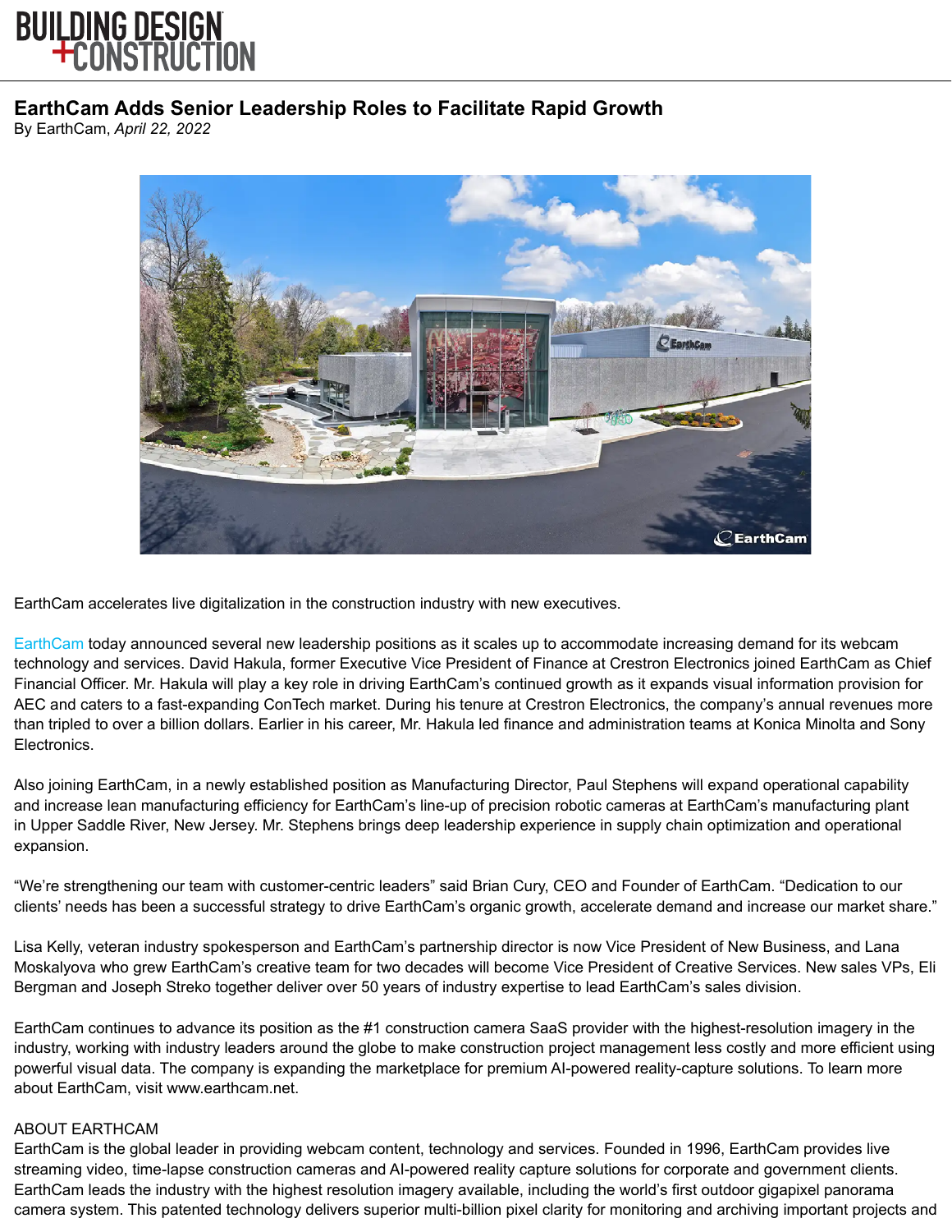BUILDING DESIGN +CONSTRUCTION

# EarthCam Adds Senior Leadership Roles to Facilitate Rapid Growth

By EarthCam, *April 22, 2022*

EarthCam accelerates live digitalization in the construction industry with new executives.

EarthCam today announced several new leadership positions as it scales up to accommodate increasing demand for its webcam technology and services. David Hakula, former Executive Vice President of Finance at Crestron Electronics joined EarthCam as Chief Financial Officer. Mr. Hakula will play a key role in driving EarthCam's continued growth as it expands visual information provision for AEC and caters to a fast-expanding ConTech market. During his tenure at Crestron Electronics, the company's annual revenues more than tripled to over a billion dollars. Earlier in his career, Mr. Hakula led finance and administration teams at Konica Minolta and Sony Electronics.

Also joining EarthCam, in a newly established position as Manufacturing Director, Paul Stephens will expand operational capability and increase lean manufacturing efficiency for EarthCam's line-up of precision robotic cameras at EarthCam's manufacturing plant in Upper Saddle River, New Jersey. Mr. Stephens brings deep leadership experience in supply chain optimization and operational expansion.

"We're strengthening our team with customer-centric leaders" said Brian Cury, CEO and Founder of EarthCam. "Dedication to our clients' needs has been a successful strategy to drive EarthCam's organic growth, accelerate demand and increase our market share."

Lisa Kelly, veteran industry spokesperson and EarthCam's partnership director is now Vice President of New Business, and Lana Moskalyova who grew EarthCam's creative team for two decades will become Vice President of Creative Services. New sales VPs, Eli Bergman and Joseph Streko together deliver over 50 years of industry expertise to lead EarthCam's sales division.

EarthCam continues to advance its position as the #1 construction camera SaaS provider with the highest-resolution imagery in the industry, working with industry leaders around the globe to make construction project management less costly and more efficient using powerful visual data. The company is expanding the marketplace for premium AI-powered reality-capture solutions. To learn more about EarthCam, visit www.earthcam.net.

ABOUT EARTHCAM

EarthCam is the global leader in providing webcam content, technology and services. Founded in 1996, EarthCam provides live streaming video, time-lapse construction cameras and AI-powered reality capture solutions for corporate and government clients. EarthCam leads the industry with the highest resolution imagery available, including the world's first outdoor gigapixel panorama camera system. This patented technology delivers superior multi-billion pixel clarity for monitoring and archiving important projects and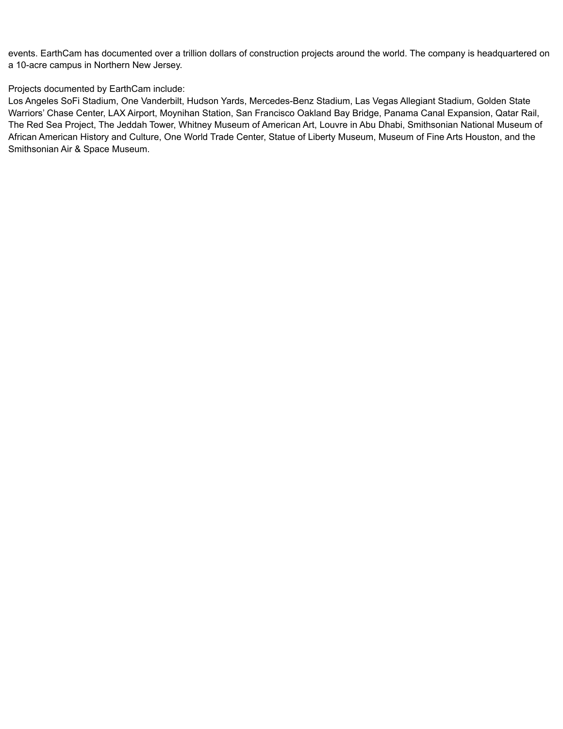events. EarthCam has documented over a trillion dollars of construction projects around the world. The company is headquartered on a 10-acre campus in Northern New Jersey.

Projects documented by EarthCam include:
Los Angeles SoFi Stadium, One Vanderbilt, Hudson Yards, Mercedes-Benz Stadium, Las Vegas Allegiant Stadium, Golden State Warriors' Chase Center, LAX Airport, Moynihan Station, San Francisco Oakland Bay Bridge, Panama Canal Expansion, Qatar Rail, The Red Sea Project, The Jeddah Tower, Whitney Museum of American Art, Louvre in Abu Dhabi, Smithsonian National Museum of African American History and Culture, One World Trade Center, Statue of Liberty Museum, Museum of Fine Arts Houston, and the Smithsonian Air & Space Museum.